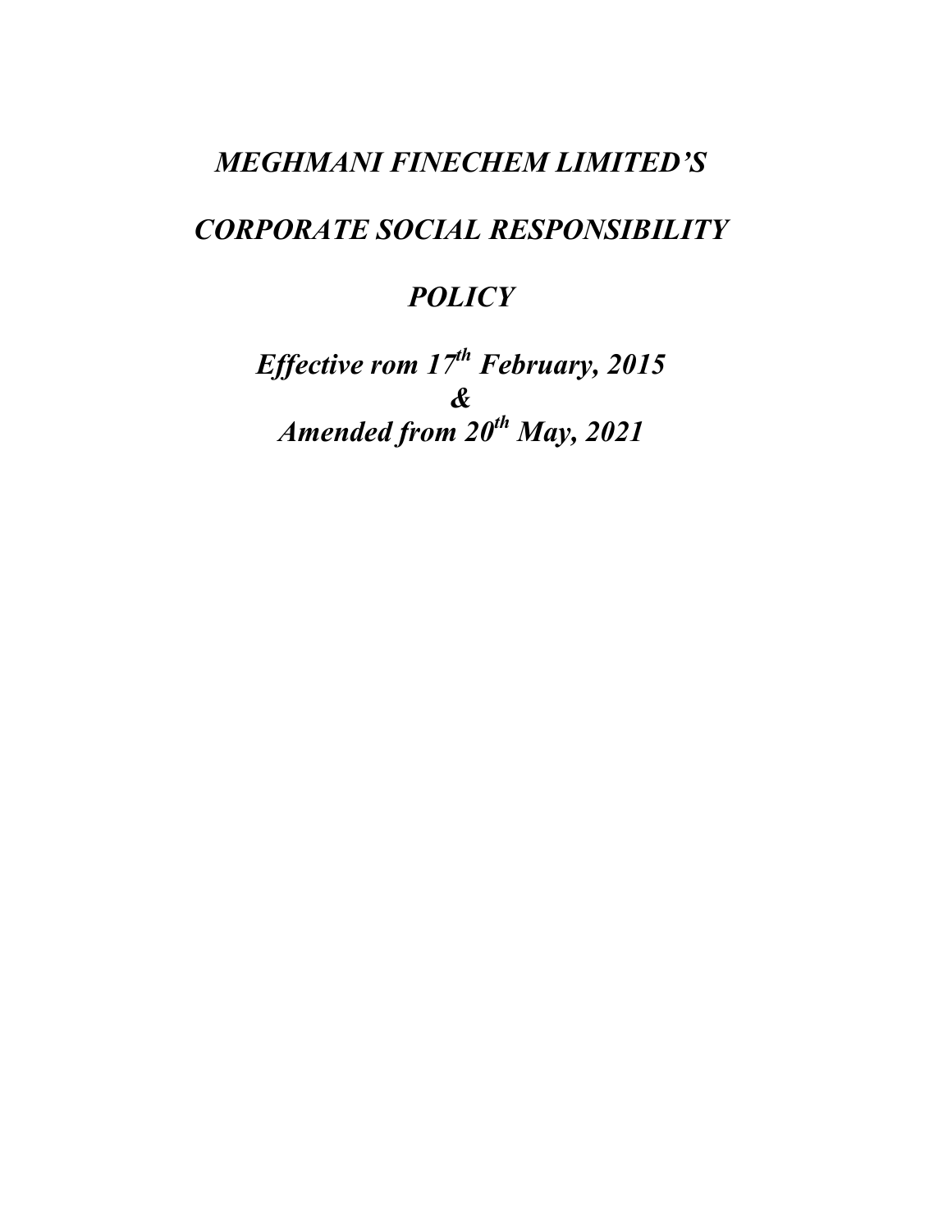# *MEGHMANI FINECHEM LIMITED'S*

# *CORPORATE SOCIAL RESPONSIBILITY*

# *POLICY*

***Effective rom 17th February, 2015***
***&***
***Amended from 20th May, 2021***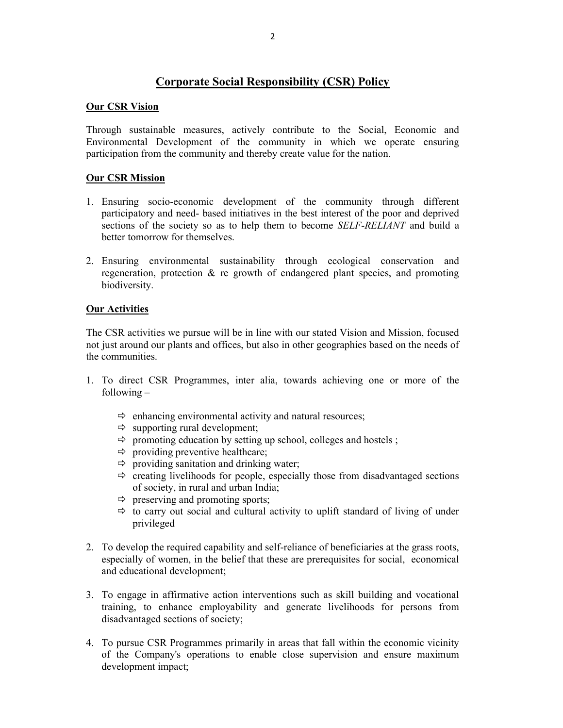# Corporate Social Responsibility (CSR) Policy

## Our CSR Vision

Through sustainable measures, actively contribute to the Social, Economic and Environmental Development of the community in which we operate ensuring participation from the community and thereby create value for the nation.

## Our CSR Mission

1. Ensuring socio-economic development of the community through different participatory and need- based initiatives in the best interest of the poor and deprived sections of the society so as to help them to become *SELF-RELIANT* and build a better tomorrow for themselves.

2. Ensuring environmental sustainability through ecological conservation and regeneration, protection & re growth of endangered plant species, and promoting biodiversity.

## Our Activities

The CSR activities we pursue will be in line with our stated Vision and Mission, focused not just around our plants and offices, but also in other geographies based on the needs of the communities.

1. To direct CSR Programmes, inter alia, towards achieving one or more of the following –

   - ⇨ enhancing environmental activity and natural resources;
   - ⇨ supporting rural development;
   - ⇨ promoting education by setting up school, colleges and hostels ;
   - ⇨ providing preventive healthcare;
   - ⇨ providing sanitation and drinking water;
   - ⇨ creating livelihoods for people, especially those from disadvantaged sections of society, in rural and urban India;
   - ⇨ preserving and promoting sports;
   - ⇨ to carry out social and cultural activity to uplift standard of living of under privileged

2. To develop the required capability and self-reliance of beneficiaries at the grass roots, especially of women, in the belief that these are prerequisites for social, economical and educational development;

3. To engage in affirmative action interventions such as skill building and vocational training, to enhance employability and generate livelihoods for persons from disadvantaged sections of society;

4. To pursue CSR Programmes primarily in areas that fall within the economic vicinity of the Company's operations to enable close supervision and ensure maximum development impact;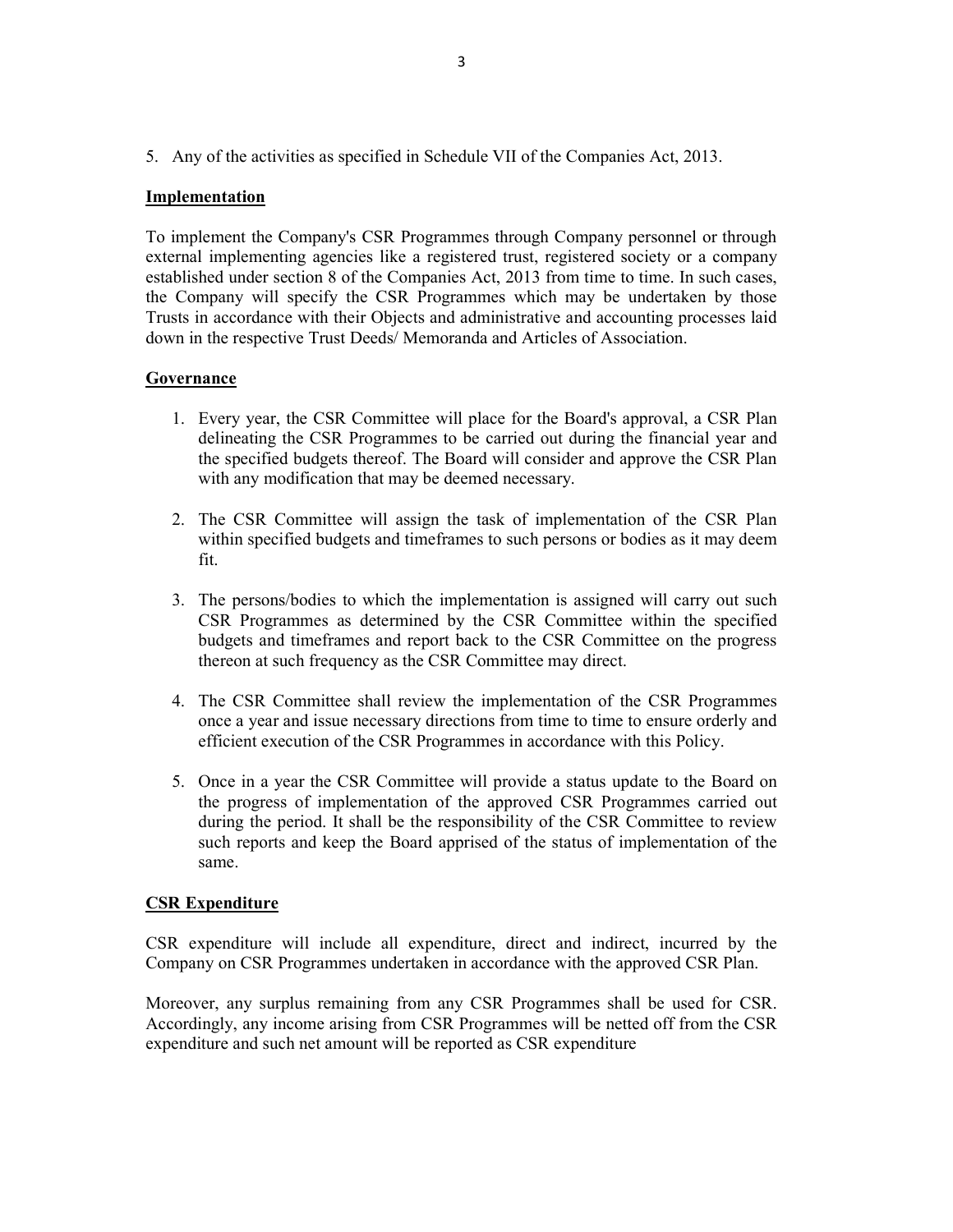5. Any of the activities as specified in Schedule VII of the Companies Act, 2013.

**Implementation**

To implement the Company's CSR Programmes through Company personnel or through external implementing agencies like a registered trust, registered society or a company established under section 8 of the Companies Act, 2013 from time to time. In such cases, the Company will specify the CSR Programmes which may be undertaken by those Trusts in accordance with their Objects and administrative and accounting processes laid down in the respective Trust Deeds/ Memoranda and Articles of Association.

**Governance**

1. Every year, the CSR Committee will place for the Board's approval, a CSR Plan delineating the CSR Programmes to be carried out during the financial year and the specified budgets thereof. The Board will consider and approve the CSR Plan with any modification that may be deemed necessary.

2. The CSR Committee will assign the task of implementation of the CSR Plan within specified budgets and timeframes to such persons or bodies as it may deem fit.

3. The persons/bodies to which the implementation is assigned will carry out such CSR Programmes as determined by the CSR Committee within the specified budgets and timeframes and report back to the CSR Committee on the progress thereon at such frequency as the CSR Committee may direct.

4. The CSR Committee shall review the implementation of the CSR Programmes once a year and issue necessary directions from time to time to ensure orderly and efficient execution of the CSR Programmes in accordance with this Policy.

5. Once in a year the CSR Committee will provide a status update to the Board on the progress of implementation of the approved CSR Programmes carried out during the period. It shall be the responsibility of the CSR Committee to review such reports and keep the Board apprised of the status of implementation of the same.

**CSR Expenditure**

CSR expenditure will include all expenditure, direct and indirect, incurred by the Company on CSR Programmes undertaken in accordance with the approved CSR Plan.

Moreover, any surplus remaining from any CSR Programmes shall be used for CSR. Accordingly, any income arising from CSR Programmes will be netted off from the CSR expenditure and such net amount will be reported as CSR expenditure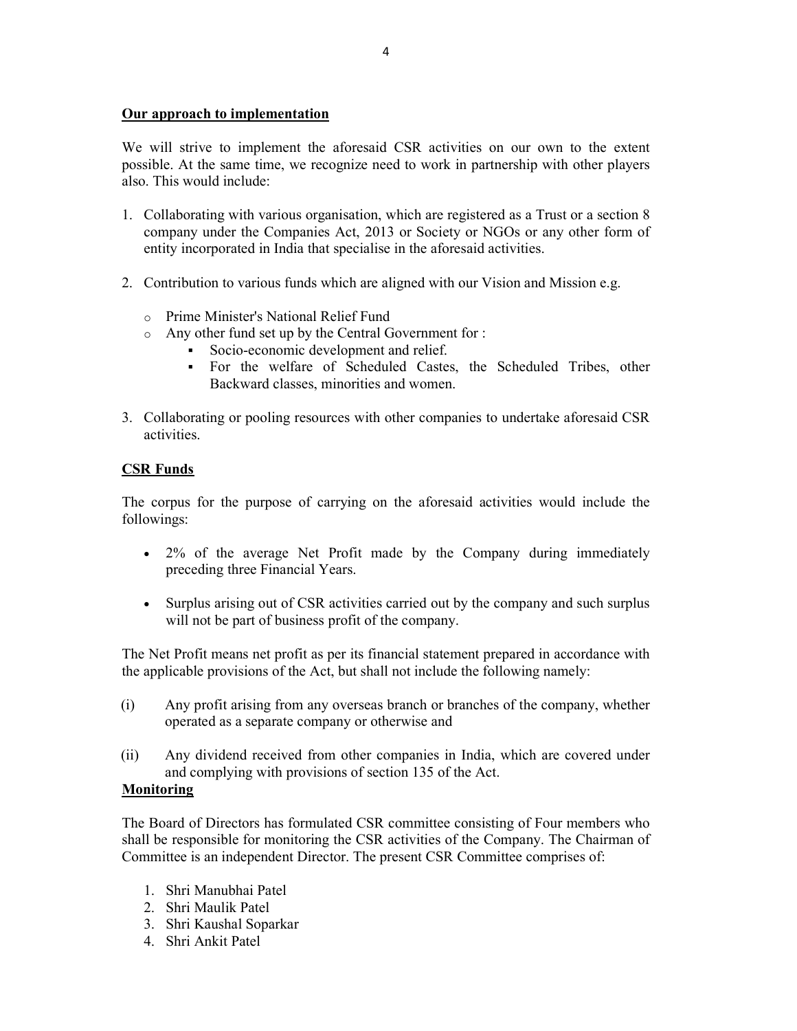**Our approach to implementation**

We will strive to implement the aforesaid CSR activities on our own to the extent possible. At the same time, we recognize need to work in partnership with other players also. This would include:

1. Collaborating with various organisation, which are registered as a Trust or a section 8 company under the Companies Act, 2013 or Society or NGOs or any other form of entity incorporated in India that specialise in the aforesaid activities.

2. Contribution to various funds which are aligned with our Vision and Mission e.g.

   - Prime Minister's National Relief Fund
   - Any other fund set up by the Central Government for :
     - Socio-economic development and relief.
     - For the welfare of Scheduled Castes, the Scheduled Tribes, other Backward classes, minorities and women.

3. Collaborating or pooling resources with other companies to undertake aforesaid CSR activities.

**CSR Funds**

The corpus for the purpose of carrying on the aforesaid activities would include the followings:

- 2% of the average Net Profit made by the Company during immediately preceding three Financial Years.

- Surplus arising out of CSR activities carried out by the company and such surplus will not be part of business profit of the company.

The Net Profit means net profit as per its financial statement prepared in accordance with the applicable provisions of the Act, but shall not include the following namely:

(i) Any profit arising from any overseas branch or branches of the company, whether operated as a separate company or otherwise and

(ii) Any dividend received from other companies in India, which are covered under and complying with provisions of section 135 of the Act.

**Monitoring**

The Board of Directors has formulated CSR committee consisting of Four members who shall be responsible for monitoring the CSR activities of the Company. The Chairman of Committee is an independent Director. The present CSR Committee comprises of:

1. Shri Manubhai Patel
2. Shri Maulik Patel
3. Shri Kaushal Soparkar
4. Shri Ankit Patel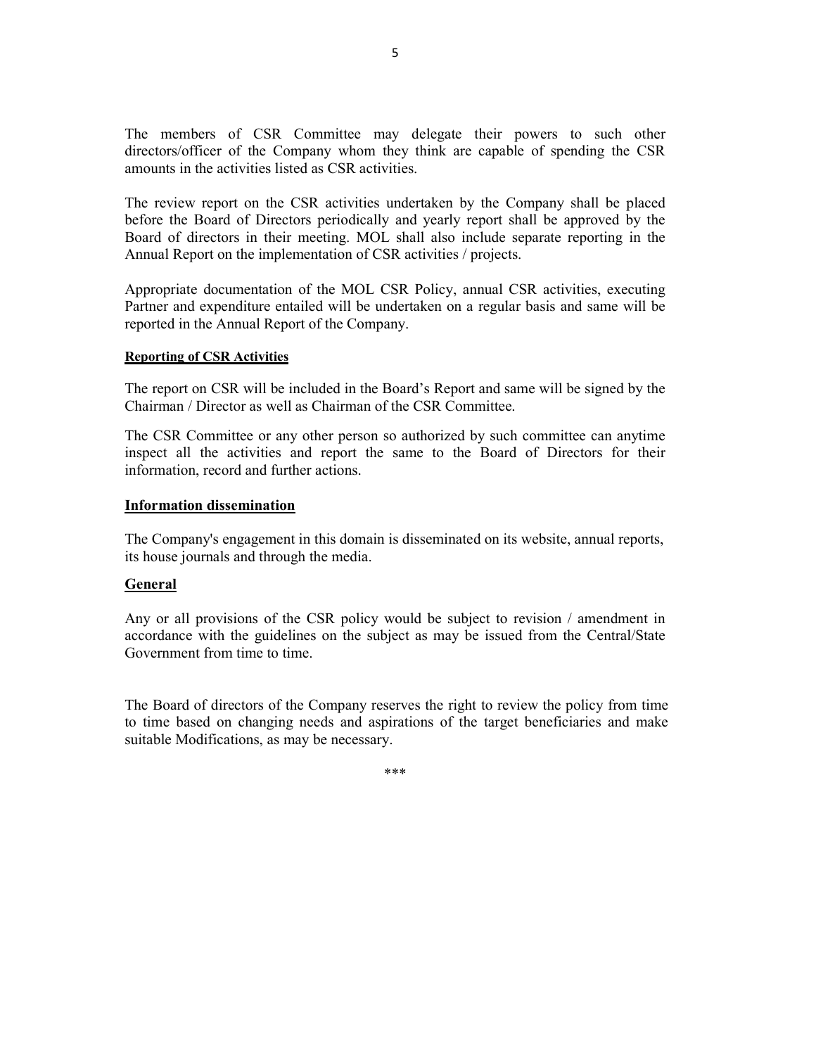The members of CSR Committee may delegate their powers to such other directors/officer of the Company whom they think are capable of spending the CSR amounts in the activities listed as CSR activities.

The review report on the CSR activities undertaken by the Company shall be placed before the Board of Directors periodically and yearly report shall be approved by the Board of directors in their meeting. MOL shall also include separate reporting in the Annual Report on the implementation of CSR activities / projects.

Appropriate documentation of the MOL CSR Policy, annual CSR activities, executing Partner and expenditure entailed will be undertaken on a regular basis and same will be reported in the Annual Report of the Company.

#### Reporting of CSR Activities

The report on CSR will be included in the Board's Report and same will be signed by the Chairman / Director as well as Chairman of the CSR Committee.

The CSR Committee or any other person so authorized by such committee can anytime inspect all the activities and report the same to the Board of Directors for their information, record and further actions.

### Information dissemination

The Company's engagement in this domain is disseminated on its website, annual reports, its house journals and through the media.

### General

Any or all provisions of the CSR policy would be subject to revision / amendment in accordance with the guidelines on the subject as may be issued from the Central/State Government from time to time.

The Board of directors of the Company reserves the right to review the policy from time to time based on changing needs and aspirations of the target beneficiaries and make suitable Modifications, as may be necessary.

***